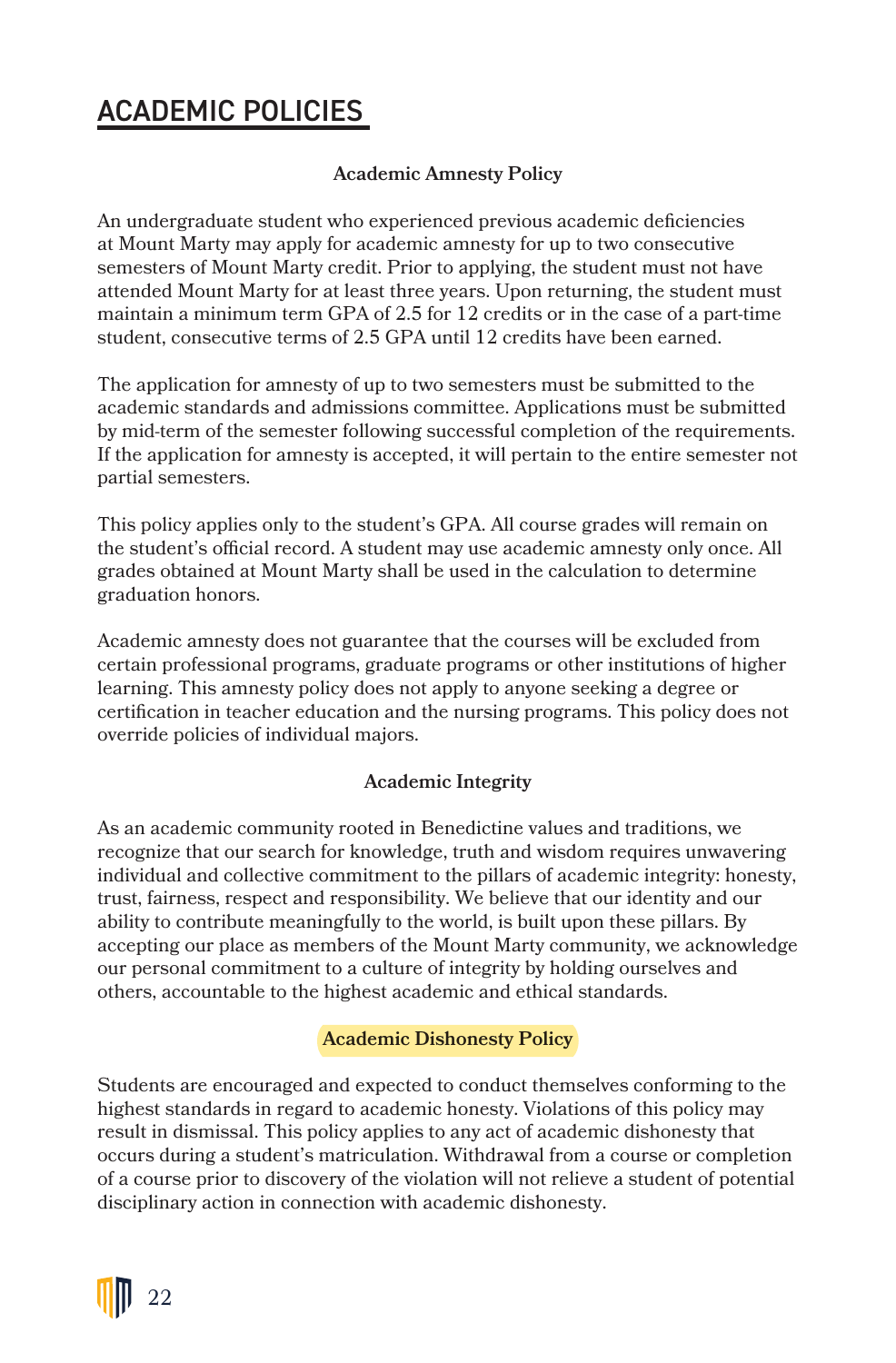# ACADEMIC POLICIES

### Academic Amnesty Policy

An undergraduate student who experienced previous academic deficiencies at Mount Marty may apply for academic amnesty for up to two consecutive semesters of Mount Marty credit. Prior to applying, the student must not have attended Mount Marty for at least three years. Upon returning, the student must maintain a minimum term GPA of 2.5 for 12 credits or in the case of a part-time student, consecutive terms of 2.5 GPA until 12 credits have been earned.

The application for amnesty of up to two semesters must be submitted to the academic standards and admissions committee. Applications must be submitted by mid-term of the semester following successful completion of the requirements. If the application for amnesty is accepted, it will pertain to the entire semester not partial semesters.

This policy applies only to the student's GPA. All course grades will remain on the student's official record. A student may use academic amnesty only once. All grades obtained at Mount Marty shall be used in the calculation to determine graduation honors.

Academic amnesty does not guarantee that the courses will be excluded from certain professional programs, graduate programs or other institutions of higher learning. This amnesty policy does not apply to anyone seeking a degree or certification in teacher education and the nursing programs. This policy does not override policies of individual majors.

### Academic Integrity

As an academic community rooted in Benedictine values and traditions, we recognize that our search for knowledge, truth and wisdom requires unwavering individual and collective commitment to the pillars of academic integrity: honesty, trust, fairness, respect and responsibility. We believe that our identity and our ability to contribute meaningfully to the world, is built upon these pillars. By accepting our place as members of the Mount Marty community, we acknowledge our personal commitment to a culture of integrity by holding ourselves and others, accountable to the highest academic and ethical standards.

### Academic Dishonesty Policy

Students are encouraged and expected to conduct themselves conforming to the highest standards in regard to academic honesty. Violations of this policy may result in dismissal. This policy applies to any act of academic dishonesty that occurs during a student's matriculation. Withdrawal from a course or completion of a course prior to discovery of the violation will not relieve a student of potential disciplinary action in connection with academic dishonesty.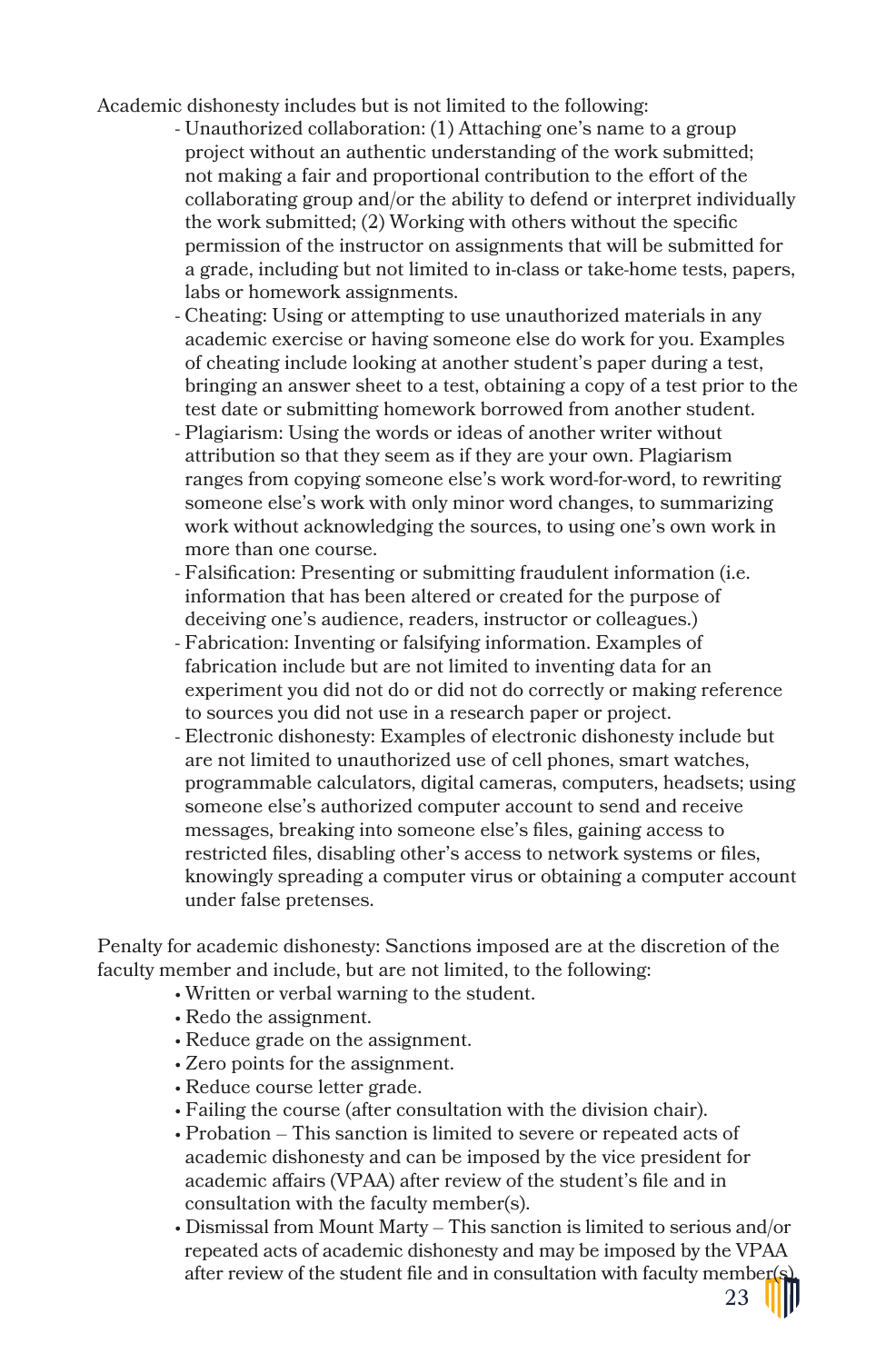Academic dishonesty includes but is not limited to the following:

- Unauthorized collaboration: (1) Attaching one's name to a group project without an authentic understanding of the work submitted; not making a fair and proportional contribution to the effort of the collaborating group and/or the ability to defend or interpret individually the work submitted; (2) Working with others without the specific permission of the instructor on assignments that will be submitted for a grade, including but not limited to in-class or take-home tests, papers, labs or homework assignments.
- Cheating: Using or attempting to use unauthorized materials in any academic exercise or having someone else do work for you. Examples of cheating include looking at another student's paper during a test, bringing an answer sheet to a test, obtaining a copy of a test prior to the test date or submitting homework borrowed from another student.
- Plagiarism: Using the words or ideas of another writer without attribution so that they seem as if they are your own. Plagiarism ranges from copying someone else's work word-for-word, to rewriting someone else's work with only minor word changes, to summarizing work without acknowledging the sources, to using one's own work in more than one course.
- Falsification: Presenting or submitting fraudulent information (i.e. information that has been altered or created for the purpose of deceiving one's audience, readers, instructor or colleagues.)
- Fabrication: Inventing or falsifying information. Examples of fabrication include but are not limited to inventing data for an experiment you did not do or did not do correctly or making reference to sources you did not use in a research paper or project.
- Electronic dishonesty: Examples of electronic dishonesty include but are not limited to unauthorized use of cell phones, smart watches, programmable calculators, digital cameras, computers, headsets; using someone else's authorized computer account to send and receive messages, breaking into someone else's files, gaining access to restricted files, disabling other's access to network systems or files, knowingly spreading a computer virus or obtaining a computer account under false pretenses.

Penalty for academic dishonesty: Sanctions imposed are at the discretion of the faculty member and include, but are not limited, to the following:

- Written or verbal warning to the student.
- Redo the assignment.
- Reduce grade on the assignment.
- Zero points for the assignment.
- Reduce course letter grade.
- Failing the course (after consultation with the division chair).
- Probation – This sanction is limited to severe or repeated acts of academic dishonesty and can be imposed by the vice president for academic affairs (VPAA) after review of the student's file and in consultation with the faculty member(s).
- Dismissal from Mount Marty – This sanction is limited to serious and/or repeated acts of academic dishonesty and may be imposed by the VPAA after review of the student file and in consultation with faculty member(s).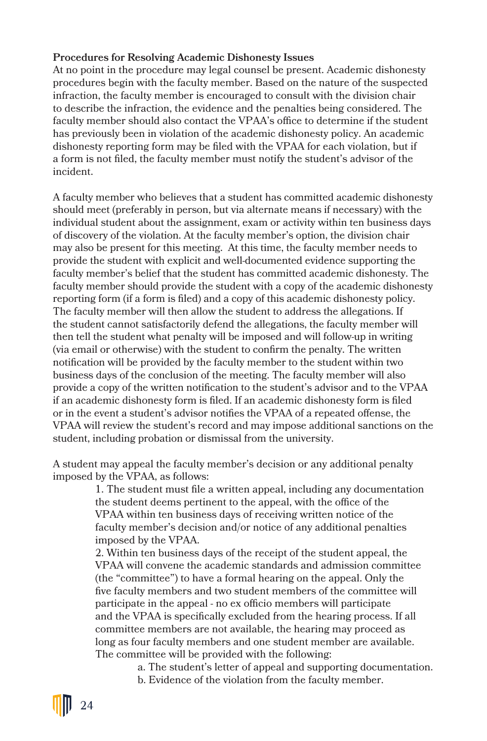**Procedures for Resolving Academic Dishonesty Issues**

At no point in the procedure may legal counsel be present. Academic dishonesty procedures begin with the faculty member. Based on the nature of the suspected infraction, the faculty member is encouraged to consult with the division chair to describe the infraction, the evidence and the penalties being considered. The faculty member should also contact the VPAA's office to determine if the student has previously been in violation of the academic dishonesty policy. An academic dishonesty reporting form may be filed with the VPAA for each violation, but if a form is not filed, the faculty member must notify the student's advisor of the incident.

A faculty member who believes that a student has committed academic dishonesty should meet (preferably in person, but via alternate means if necessary) with the individual student about the assignment, exam or activity within ten business days of discovery of the violation. At the faculty member's option, the division chair may also be present for this meeting. At this time, the faculty member needs to provide the student with explicit and well-documented evidence supporting the faculty member's belief that the student has committed academic dishonesty. The faculty member should provide the student with a copy of the academic dishonesty reporting form (if a form is filed) and a copy of this academic dishonesty policy. The faculty member will then allow the student to address the allegations. If the student cannot satisfactorily defend the allegations, the faculty member will then tell the student what penalty will be imposed and will follow-up in writing (via email or otherwise) with the student to confirm the penalty. The written notification will be provided by the faculty member to the student within two business days of the conclusion of the meeting. The faculty member will also provide a copy of the written notification to the student's advisor and to the VPAA if an academic dishonesty form is filed. If an academic dishonesty form is filed or in the event a student's advisor notifies the VPAA of a repeated offense, the VPAA will review the student's record and may impose additional sanctions on the student, including probation or dismissal from the university.

A student may appeal the faculty member's decision or any additional penalty imposed by the VPAA, as follows:

1. The student must file a written appeal, including any documentation the student deems pertinent to the appeal, with the office of the VPAA within ten business days of receiving written notice of the faculty member's decision and/or notice of any additional penalties imposed by the VPAA.
2. Within ten business days of the receipt of the student appeal, the VPAA will convene the academic standards and admission committee (the "committee") to have a formal hearing on the appeal. Only the five faculty members and two student members of the committee will participate in the appeal - no ex officio members will participate and the VPAA is specifically excluded from the hearing process. If all committee members are not available, the hearing may proceed as long as four faculty members and one student member are available. The committee will be provided with the following:
    a. The student's letter of appeal and supporting documentation.
    b. Evidence of the violation from the faculty member.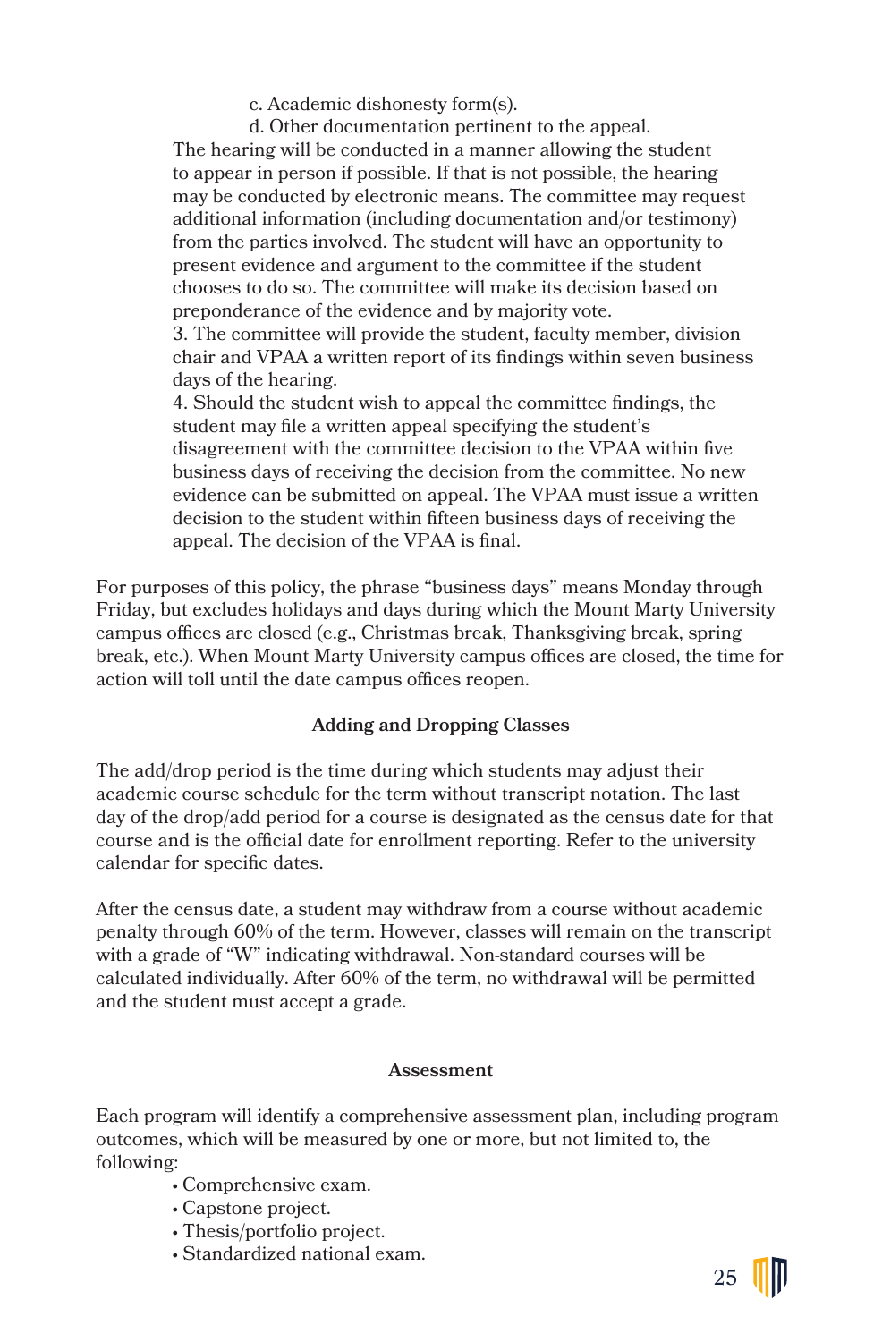c. Academic dishonesty form(s).

d. Other documentation pertinent to the appeal.

The hearing will be conducted in a manner allowing the student to appear in person if possible. If that is not possible, the hearing may be conducted by electronic means. The committee may request additional information (including documentation and/or testimony) from the parties involved. The student will have an opportunity to present evidence and argument to the committee if the student chooses to do so. The committee will make its decision based on preponderance of the evidence and by majority vote.

3. The committee will provide the student, faculty member, division chair and VPAA a written report of its findings within seven business days of the hearing.

4. Should the student wish to appeal the committee findings, the student may file a written appeal specifying the student's disagreement with the committee decision to the VPAA within five business days of receiving the decision from the committee. No new evidence can be submitted on appeal. The VPAA must issue a written decision to the student within fifteen business days of receiving the appeal. The decision of the VPAA is final.

For purposes of this policy, the phrase "business days" means Monday through Friday, but excludes holidays and days during which the Mount Marty University campus offices are closed (e.g., Christmas break, Thanksgiving break, spring break, etc.). When Mount Marty University campus offices are closed, the time for action will toll until the date campus offices reopen.

## Adding and Dropping Classes

The add/drop period is the time during which students may adjust their academic course schedule for the term without transcript notation. The last day of the drop/add period for a course is designated as the census date for that course and is the official date for enrollment reporting. Refer to the university calendar for specific dates.

After the census date, a student may withdraw from a course without academic penalty through 60% of the term. However, classes will remain on the transcript with a grade of "W" indicating withdrawal. Non-standard courses will be calculated individually. After 60% of the term, no withdrawal will be permitted and the student must accept a grade.

## Assessment

Each program will identify a comprehensive assessment plan, including program outcomes, which will be measured by one or more, but not limited to, the following:

- Comprehensive exam.
- Capstone project.
- Thesis/portfolio project.
- Standardized national exam.